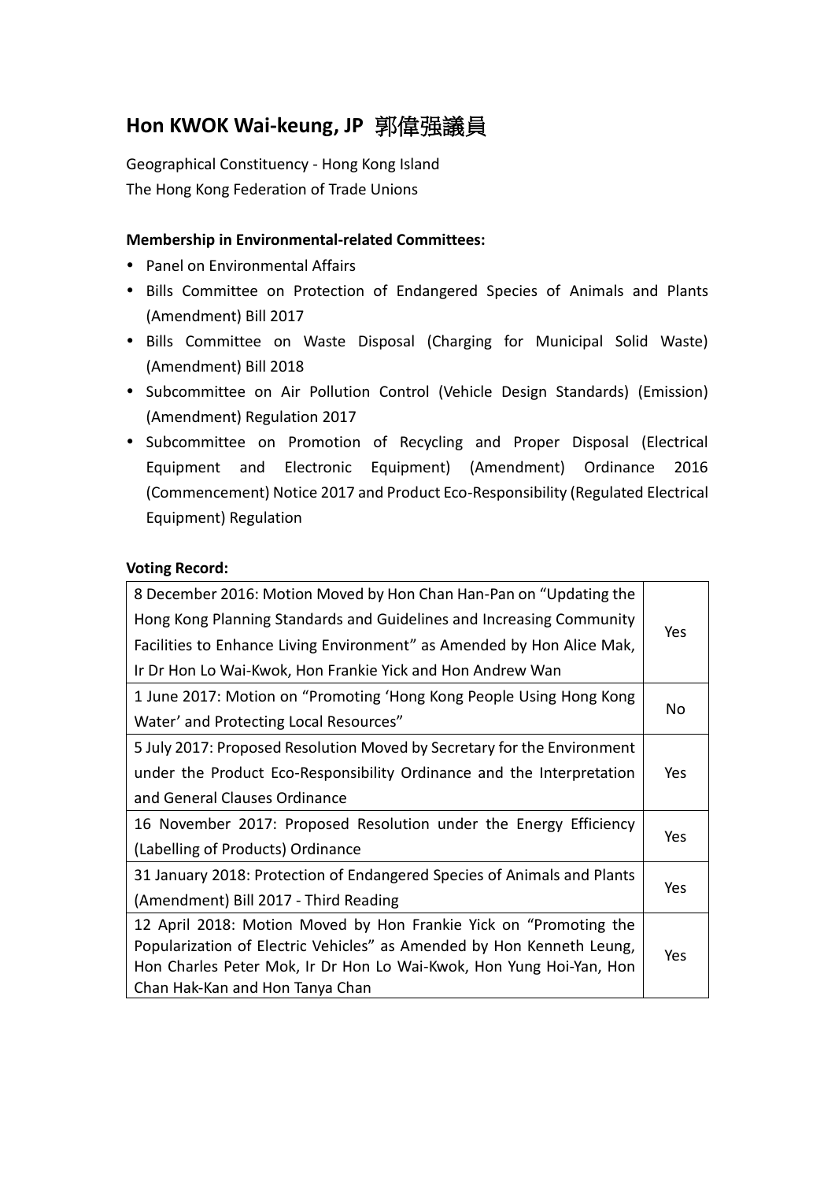## Hon KWOK Wai-keung, JP 郭偉强議員

Geographical Constituency - Hong Kong Island
The Hong Kong Federation of Trade Unions

**Membership in Environmental-related Committees:**

- Panel on Environmental Affairs
- Bills Committee on Protection of Endangered Species of Animals and Plants (Amendment) Bill 2017
- Bills Committee on Waste Disposal (Charging for Municipal Solid Waste) (Amendment) Bill 2018
- Subcommittee on Air Pollution Control (Vehicle Design Standards) (Emission) (Amendment) Regulation 2017
- Subcommittee on Promotion of Recycling and Proper Disposal (Electrical Equipment and Electronic Equipment) (Amendment) Ordinance 2016 (Commencement) Notice 2017 and Product Eco-Responsibility (Regulated Electrical Equipment) Regulation

**Voting Record:**

| | |
|---|---|
| 8 December 2016: Motion Moved by Hon Chan Han-Pan on "Updating the Hong Kong Planning Standards and Guidelines and Increasing Community Facilities to Enhance Living Environment" as Amended by Hon Alice Mak, Ir Dr Hon Lo Wai-Kwok, Hon Frankie Yick and Hon Andrew Wan | Yes |
| 1 June 2017: Motion on "Promoting 'Hong Kong People Using Hong Kong Water' and Protecting Local Resources" | No |
| 5 July 2017: Proposed Resolution Moved by Secretary for the Environment under the Product Eco-Responsibility Ordinance and the Interpretation and General Clauses Ordinance | Yes |
| 16 November 2017: Proposed Resolution under the Energy Efficiency (Labelling of Products) Ordinance | Yes |
| 31 January 2018: Protection of Endangered Species of Animals and Plants (Amendment) Bill 2017 - Third Reading | Yes |
| 12 April 2018: Motion Moved by Hon Frankie Yick on "Promoting the Popularization of Electric Vehicles" as Amended by Hon Kenneth Leung, Hon Charles Peter Mok, Ir Dr Hon Lo Wai-Kwok, Hon Yung Hoi-Yan, Hon Chan Hak-Kan and Hon Tanya Chan | Yes |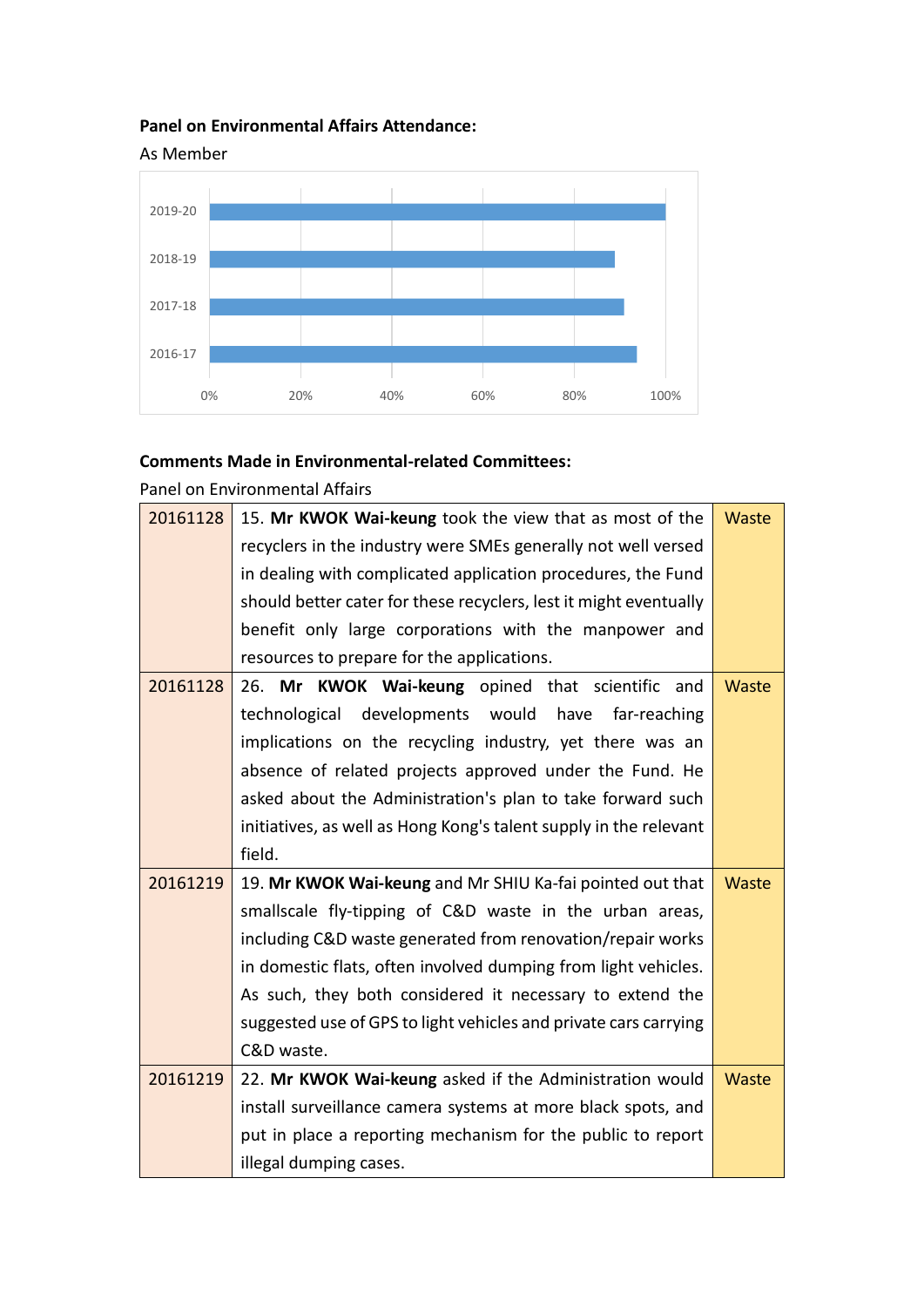**Panel on Environmental Affairs Attendance:**

As Member

**Comments Made in Environmental-related Committees:**

Panel on Environmental Affairs

| | | |
|---|---|---|
| 20161128 | 15. **Mr KWOK Wai-keung** took the view that as most of the recyclers in the industry were SMEs generally not well versed in dealing with complicated application procedures, the Fund should better cater for these recyclers, lest it might eventually benefit only large corporations with the manpower and resources to prepare for the applications. | Waste |
| 20161128 | 26. **Mr KWOK Wai-keung** opined that scientific and technological developments would have far-reaching implications on the recycling industry, yet there was an absence of related projects approved under the Fund. He asked about the Administration's plan to take forward such initiatives, as well as Hong Kong's talent supply in the relevant field. | Waste |
| 20161219 | 19. **Mr KWOK Wai-keung** and Mr SHIU Ka-fai pointed out that smallscale fly-tipping of C&D waste in the urban areas, including C&D waste generated from renovation/repair works in domestic flats, often involved dumping from light vehicles. As such, they both considered it necessary to extend the suggested use of GPS to light vehicles and private cars carrying C&D waste. | Waste |
| 20161219 | 22. **Mr KWOK Wai-keung** asked if the Administration would install surveillance camera systems at more black spots, and put in place a reporting mechanism for the public to report illegal dumping cases. | Waste |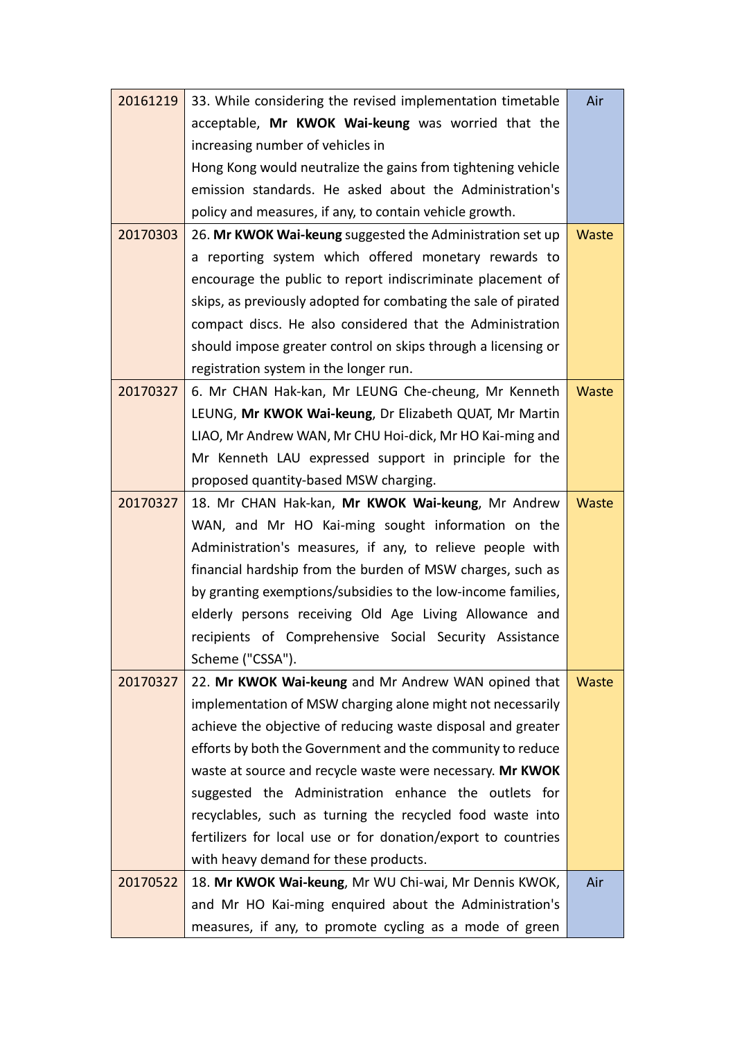| | | |
|---|---|---|
| 20161219 | 33. While considering the revised implementation timetable acceptable, **Mr KWOK Wai-keung** was worried that the increasing number of vehicles in Hong Kong would neutralize the gains from tightening vehicle emission standards. He asked about the Administration's policy and measures, if any, to contain vehicle growth. | Air |
| 20170303 | 26. **Mr KWOK Wai-keung** suggested the Administration set up a reporting system which offered monetary rewards to encourage the public to report indiscriminate placement of skips, as previously adopted for combating the sale of pirated compact discs. He also considered that the Administration should impose greater control on skips through a licensing or registration system in the longer run. | Waste |
| 20170327 | 6. Mr CHAN Hak-kan, Mr LEUNG Che-cheung, Mr Kenneth LEUNG, **Mr KWOK Wai-keung**, Dr Elizabeth QUAT, Mr Martin LIAO, Mr Andrew WAN, Mr CHU Hoi-dick, Mr HO Kai-ming and Mr Kenneth LAU expressed support in principle for the proposed quantity-based MSW charging. | Waste |
| 20170327 | 18. Mr CHAN Hak-kan, **Mr KWOK Wai-keung**, Mr Andrew WAN, and Mr HO Kai-ming sought information on the Administration's measures, if any, to relieve people with financial hardship from the burden of MSW charges, such as by granting exemptions/subsidies to the low-income families, elderly persons receiving Old Age Living Allowance and recipients of Comprehensive Social Security Assistance Scheme ("CSSA"). | Waste |
| 20170327 | 22. **Mr KWOK Wai-keung** and Mr Andrew WAN opined that implementation of MSW charging alone might not necessarily achieve the objective of reducing waste disposal and greater efforts by both the Government and the community to reduce waste at source and recycle waste were necessary. **Mr KWOK** suggested the Administration enhance the outlets for recyclables, such as turning the recycled food waste into fertilizers for local use or for donation/export to countries with heavy demand for these products. | Waste |
| 20170522 | 18. **Mr KWOK Wai-keung**, Mr WU Chi-wai, Mr Dennis KWOK, and Mr HO Kai-ming enquired about the Administration's measures, if any, to promote cycling as a mode of green | Air |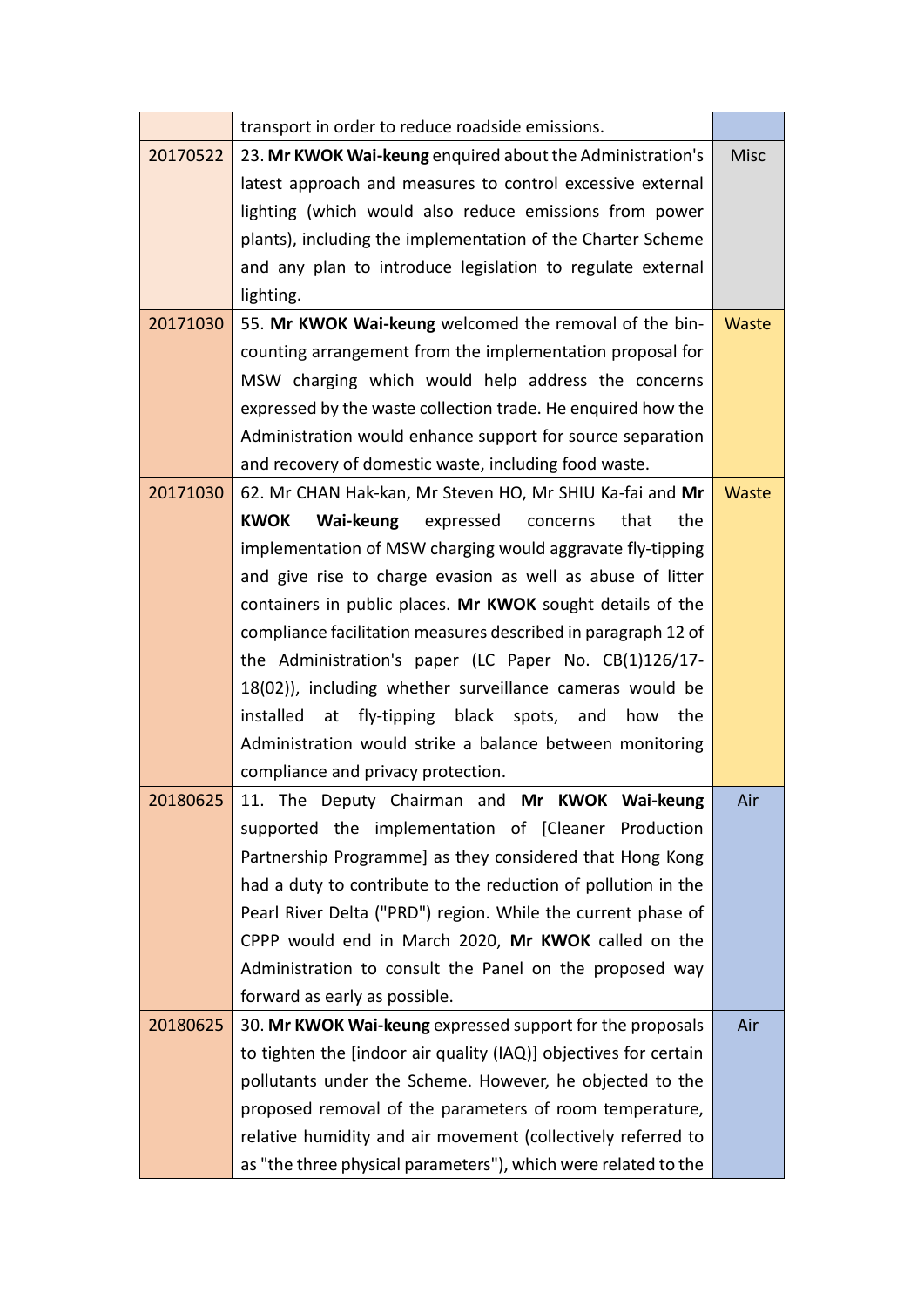|  |  |  |
|---|---|---|
|  | transport in order to reduce roadside emissions. |  |
| 20170522 | 23. **Mr KWOK Wai-keung** enquired about the Administration's latest approach and measures to control excessive external lighting (which would also reduce emissions from power plants), including the implementation of the Charter Scheme and any plan to introduce legislation to regulate external lighting. | Misc |
| 20171030 | 55. **Mr KWOK Wai-keung** welcomed the removal of the bin-counting arrangement from the implementation proposal for MSW charging which would help address the concerns expressed by the waste collection trade. He enquired how the Administration would enhance support for source separation and recovery of domestic waste, including food waste. | Waste |
| 20171030 | 62. Mr CHAN Hak-kan, Mr Steven HO, Mr SHIU Ka-fai and **Mr KWOK Wai-keung** expressed concerns that the implementation of MSW charging would aggravate fly-tipping and give rise to charge evasion as well as abuse of litter containers in public places. **Mr KWOK** sought details of the compliance facilitation measures described in paragraph 12 of the Administration's paper (LC Paper No. CB(1)126/17-18(02)), including whether surveillance cameras would be installed at fly-tipping black spots, and how the Administration would strike a balance between monitoring compliance and privacy protection. | Waste |
| 20180625 | 11. The Deputy Chairman and **Mr KWOK Wai-keung** supported the implementation of [Cleaner Production Partnership Programme] as they considered that Hong Kong had a duty to contribute to the reduction of pollution in the Pearl River Delta ("PRD") region. While the current phase of CPPP would end in March 2020, **Mr KWOK** called on the Administration to consult the Panel on the proposed way forward as early as possible. | Air |
| 20180625 | 30. **Mr KWOK Wai-keung** expressed support for the proposals to tighten the [indoor air quality (IAQ)] objectives for certain pollutants under the Scheme. However, he objected to the proposed removal of the parameters of room temperature, relative humidity and air movement (collectively referred to as "the three physical parameters"), which were related to the | Air |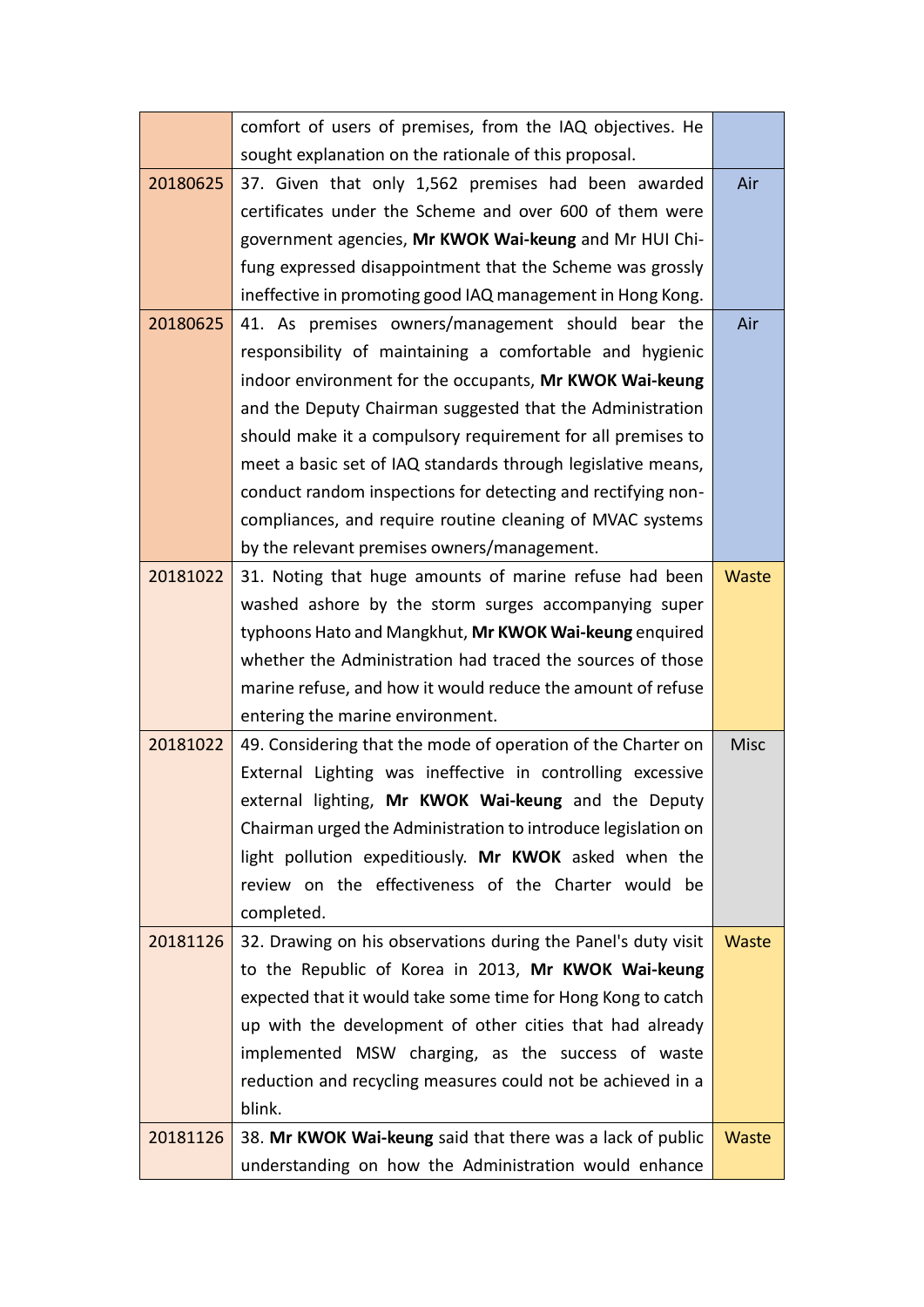| | | |
|---|---|---|
| | comfort of users of premises, from the IAQ objectives. He sought explanation on the rationale of this proposal. | |
| 20180625 | 37. Given that only 1,562 premises had been awarded certificates under the Scheme and over 600 of them were government agencies, **Mr KWOK Wai-keung** and Mr HUI Chi-fung expressed disappointment that the Scheme was grossly ineffective in promoting good IAQ management in Hong Kong. | Air |
| 20180625 | 41. As premises owners/management should bear the responsibility of maintaining a comfortable and hygienic indoor environment for the occupants, **Mr KWOK Wai-keung** and the Deputy Chairman suggested that the Administration should make it a compulsory requirement for all premises to meet a basic set of IAQ standards through legislative means, conduct random inspections for detecting and rectifying non-compliances, and require routine cleaning of MVAC systems by the relevant premises owners/management. | Air |
| 20181022 | 31. Noting that huge amounts of marine refuse had been washed ashore by the storm surges accompanying super typhoons Hato and Mangkhut, **Mr KWOK Wai-keung** enquired whether the Administration had traced the sources of those marine refuse, and how it would reduce the amount of refuse entering the marine environment. | Waste |
| 20181022 | 49. Considering that the mode of operation of the Charter on External Lighting was ineffective in controlling excessive external lighting, **Mr KWOK Wai-keung** and the Deputy Chairman urged the Administration to introduce legislation on light pollution expeditiously. **Mr KWOK** asked when the review on the effectiveness of the Charter would be completed. | Misc |
| 20181126 | 32. Drawing on his observations during the Panel's duty visit to the Republic of Korea in 2013, **Mr KWOK Wai-keung** expected that it would take some time for Hong Kong to catch up with the development of other cities that had already implemented MSW charging, as the success of waste reduction and recycling measures could not be achieved in a blink. | Waste |
| 20181126 | 38. **Mr KWOK Wai-keung** said that there was a lack of public understanding on how the Administration would enhance | Waste |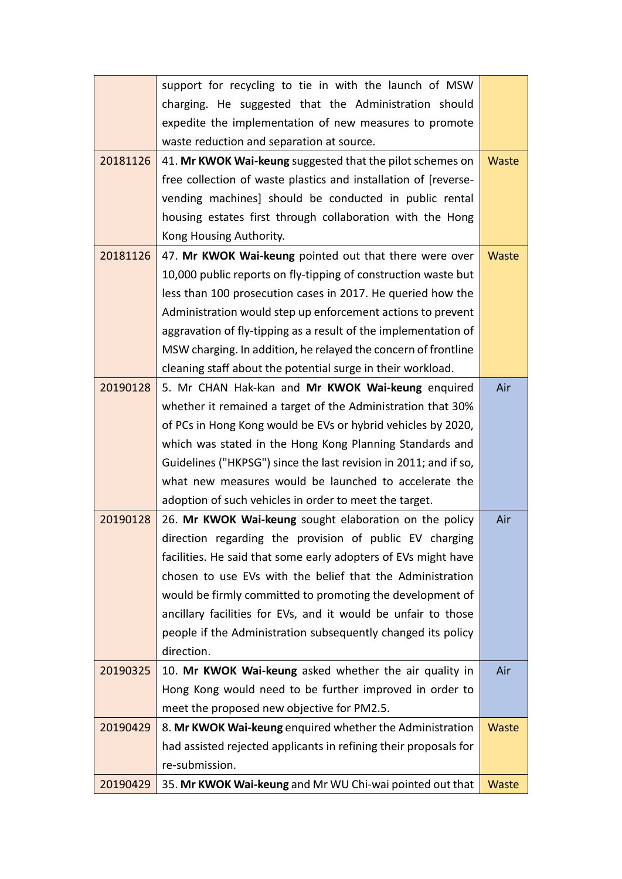|  |  |  |
|---|---|---|
|  | support for recycling to tie in with the launch of MSW charging. He suggested that the Administration should expedite the implementation of new measures to promote waste reduction and separation at source. |  |
| 20181126 | 41. **Mr KWOK Wai-keung** suggested that the pilot schemes on free collection of waste plastics and installation of [reverse-vending machines] should be conducted in public rental housing estates first through collaboration with the Hong Kong Housing Authority. | Waste |
| 20181126 | 47. **Mr KWOK Wai-keung** pointed out that there were over 10,000 public reports on fly-tipping of construction waste but less than 100 prosecution cases in 2017. He queried how the Administration would step up enforcement actions to prevent aggravation of fly-tipping as a result of the implementation of MSW charging. In addition, he relayed the concern of frontline cleaning staff about the potential surge in their workload. | Waste |
| 20190128 | 5. Mr CHAN Hak-kan and **Mr KWOK Wai-keung** enquired whether it remained a target of the Administration that 30% of PCs in Hong Kong would be EVs or hybrid vehicles by 2020, which was stated in the Hong Kong Planning Standards and Guidelines ("HKPSG") since the last revision in 2011; and if so, what new measures would be launched to accelerate the adoption of such vehicles in order to meet the target. | Air |
| 20190128 | 26. **Mr KWOK Wai-keung** sought elaboration on the policy direction regarding the provision of public EV charging facilities. He said that some early adopters of EVs might have chosen to use EVs with the belief that the Administration would be firmly committed to promoting the development of ancillary facilities for EVs, and it would be unfair to those people if the Administration subsequently changed its policy direction. | Air |
| 20190325 | 10. **Mr KWOK Wai-keung** asked whether the air quality in Hong Kong would need to be further improved in order to meet the proposed new objective for PM2.5. | Air |
| 20190429 | 8. **Mr KWOK Wai-keung** enquired whether the Administration had assisted rejected applicants in refining their proposals for re-submission. | Waste |
| 20190429 | 35. **Mr KWOK Wai-keung** and Mr WU Chi-wai pointed out that | Waste |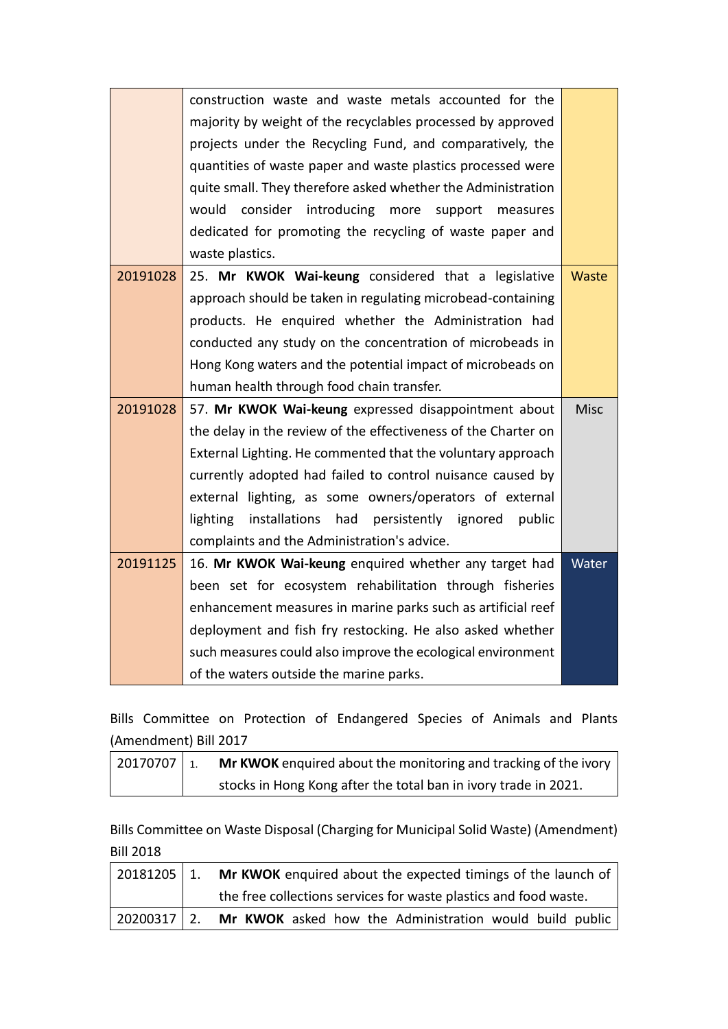| | | |
|---|---|---|
| | construction waste and waste metals accounted for the majority by weight of the recyclables processed by approved projects under the Recycling Fund, and comparatively, the quantities of waste paper and waste plastics processed were quite small. They therefore asked whether the Administration would consider introducing more support measures dedicated for promoting the recycling of waste paper and waste plastics. | |
| 20191028 | 25. **Mr KWOK Wai-keung** considered that a legislative approach should be taken in regulating microbead-containing products. He enquired whether the Administration had conducted any study on the concentration of microbeads in Hong Kong waters and the potential impact of microbeads on human health through food chain transfer. | Waste |
| 20191028 | 57. **Mr KWOK Wai-keung** expressed disappointment about the delay in the review of the effectiveness of the Charter on External Lighting. He commented that the voluntary approach currently adopted had failed to control nuisance caused by external lighting, as some owners/operators of external lighting installations had persistently ignored public complaints and the Administration's advice. | Misc |
| 20191125 | 16. **Mr KWOK Wai-keung** enquired whether any target had been set for ecosystem rehabilitation through fisheries enhancement measures in marine parks such as artificial reef deployment and fish fry restocking. He also asked whether such measures could also improve the ecological environment of the waters outside the marine parks. | Water |

Bills Committee on Protection of Endangered Species of Animals and Plants (Amendment) Bill 2017

| | |
|---|---|
| 20170707 | 1. **Mr KWOK** enquired about the monitoring and tracking of the ivory stocks in Hong Kong after the total ban in ivory trade in 2021. |

Bills Committee on Waste Disposal (Charging for Municipal Solid Waste) (Amendment) Bill 2018

| | |
|---|---|
| 20181205 | 1. **Mr KWOK** enquired about the expected timings of the launch of the free collections services for waste plastics and food waste. |
| 20200317 | 2. **Mr KWOK** asked how the Administration would build public |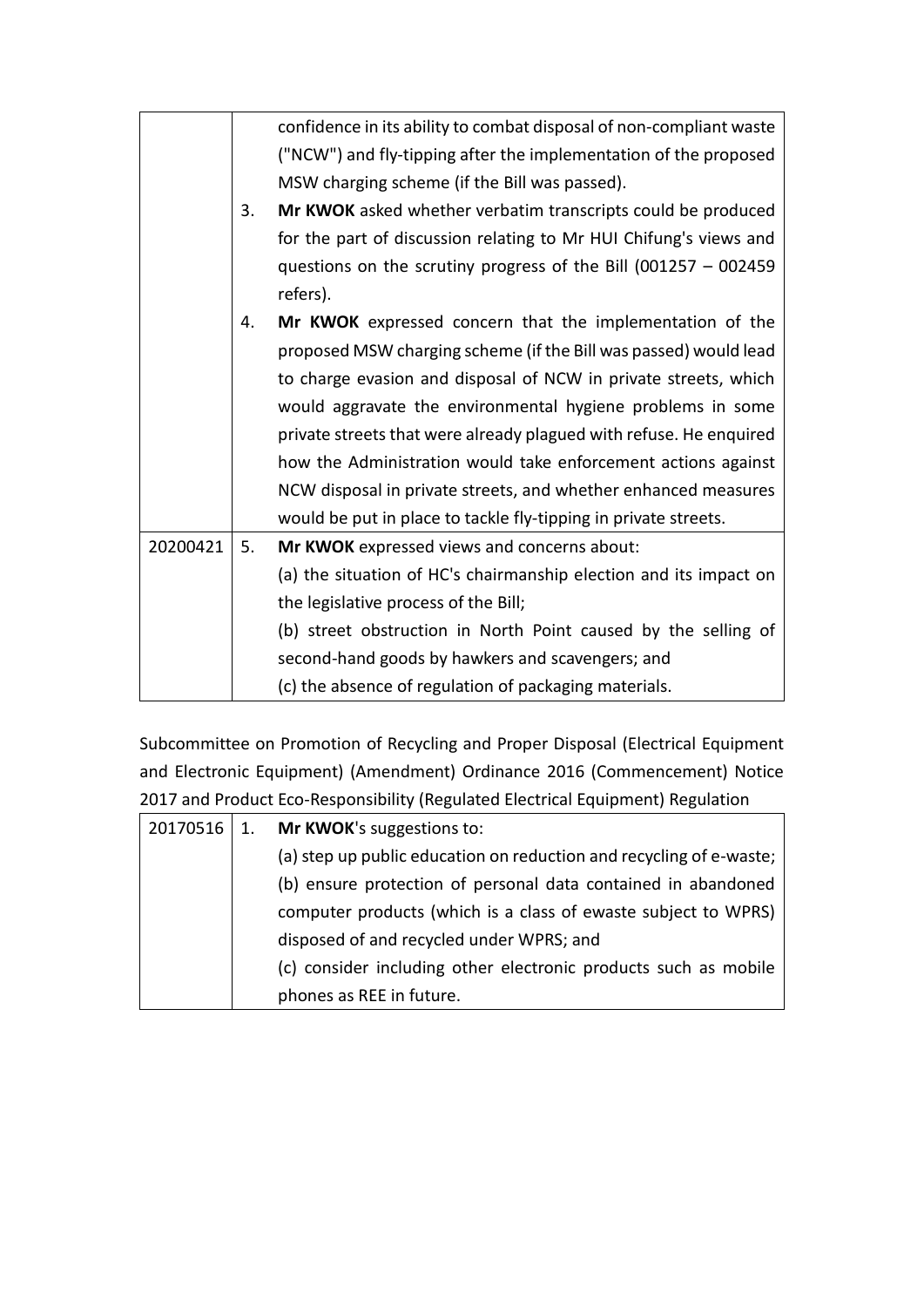| | | |
|---|---|---|
| | | confidence in its ability to combat disposal of non-compliant waste ("NCW") and fly-tipping after the implementation of the proposed MSW charging scheme (if the Bill was passed). |
| | 3. | **Mr KWOK** asked whether verbatim transcripts could be produced for the part of discussion relating to Mr HUI Chifung's views and questions on the scrutiny progress of the Bill (001257 – 002459 refers). |
| | 4. | **Mr KWOK** expressed concern that the implementation of the proposed MSW charging scheme (if the Bill was passed) would lead to charge evasion and disposal of NCW in private streets, which would aggravate the environmental hygiene problems in some private streets that were already plagued with refuse. He enquired how the Administration would take enforcement actions against NCW disposal in private streets, and whether enhanced measures would be put in place to tackle fly-tipping in private streets. |
| 20200421 | 5. | **Mr KWOK** expressed views and concerns about:<br>(a) the situation of HC's chairmanship election and its impact on the legislative process of the Bill;<br>(b) street obstruction in North Point caused by the selling of second-hand goods by hawkers and scavengers; and<br>(c) the absence of regulation of packaging materials. |

Subcommittee on Promotion of Recycling and Proper Disposal (Electrical Equipment and Electronic Equipment) (Amendment) Ordinance 2016 (Commencement) Notice 2017 and Product Eco-Responsibility (Regulated Electrical Equipment) Regulation

| | | |
|---|---|---|
| 20170516 | 1. | **Mr KWOK**'s suggestions to:<br>(a) step up public education on reduction and recycling of e-waste;<br>(b) ensure protection of personal data contained in abandoned computer products (which is a class of ewaste subject to WPRS) disposed of and recycled under WPRS; and<br>(c) consider including other electronic products such as mobile phones as REE in future. |